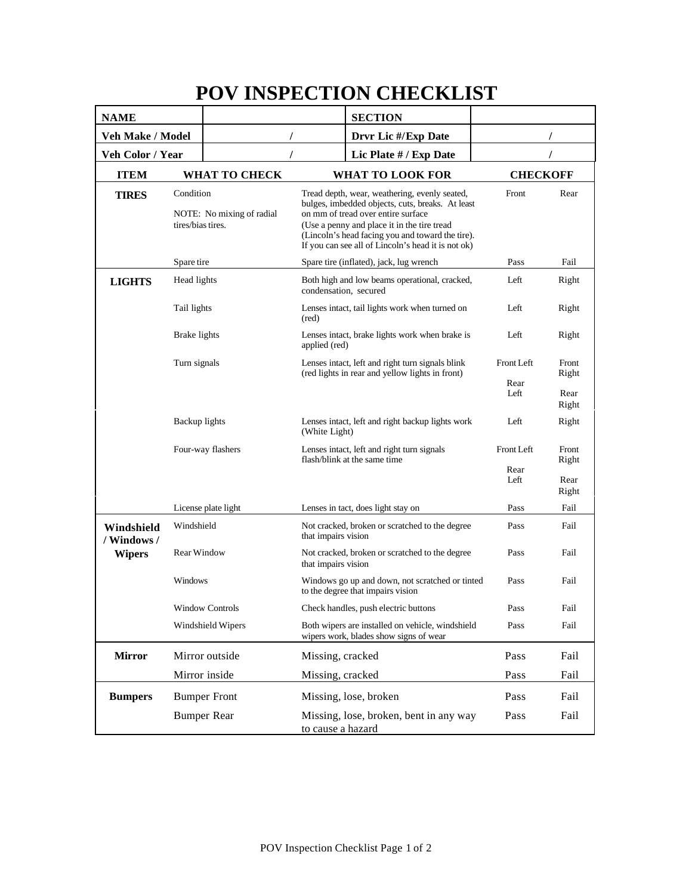# POV INSPECTION CHECKLIST

| NAME | | SECTION | |
|---|---|---|---|
| Veh Make / Model | / | Drvr Lic #/Exp Date | / |
| Veh Color / Year | / | Lic Plate # / Exp Date | / |

| ITEM | WHAT TO CHECK | WHAT TO LOOK FOR | CHECKOFF | |
|---|---|---|---|---|
| **TIRES** | Condition<br><br>NOTE: No mixing of radial tires/bias tires. | Tread depth, wear, weathering, evenly seated, bulges, imbedded objects, cuts, breaks. At least on mm of tread over entire surface (Use a penny and place it in the tire tread (Lincoln's head facing you and toward the tire). If you can see all of Lincoln's head it is not ok) | Front | Rear |
| | Spare tire | Spare tire (inflated), jack, lug wrench | Pass | Fail |
| **LIGHTS** | Head lights | Both high and low beams operational, cracked, condensation, secured | Left | Right |
| | Tail lights | Lenses intact, tail lights work when turned on (red) | Left | Right |
| | Brake lights | Lenses intact, brake lights work when brake is applied (red) | Left | Right |
| | Turn signals | Lenses intact, left and right turn signals blink (red lights in rear and yellow lights in front) | Front Left<br><br>Rear Left | Front Right<br><br>Rear Right |
| | Backup lights | Lenses intact, left and right backup lights work (White Light) | Left | Right |
| | Four-way flashers | Lenses intact, left and right turn signals flash/blink at the same time | Front Left<br><br>Rear Left | Front Right<br><br>Rear Right |
| | License plate light | Lenses in tact, does light stay on | Pass | Fail |
| **Windshield / Windows / Wipers** | Windshield | Not cracked, broken or scratched to the degree that impairs vision | Pass | Fail |
| | Rear Window | Not cracked, broken or scratched to the degree that impairs vision | Pass | Fail |
| | Windows | Windows go up and down, not scratched or tinted to the degree that impairs vision | Pass | Fail |
| | Window Controls | Check handles, push electric buttons | Pass | Fail |
| | Windshield Wipers | Both wipers are installed on vehicle, windshield wipers work, blades show signs of wear | Pass | Fail |
| **Mirror** | Mirror outside | Missing, cracked | Pass | Fail |
| | Mirror inside | Missing, cracked | Pass | Fail |
| **Bumpers** | Bumper Front | Missing, lose, broken | Pass | Fail |
| | Bumper Rear | Missing, lose, broken, bent in any way to cause a hazard | Pass | Fail |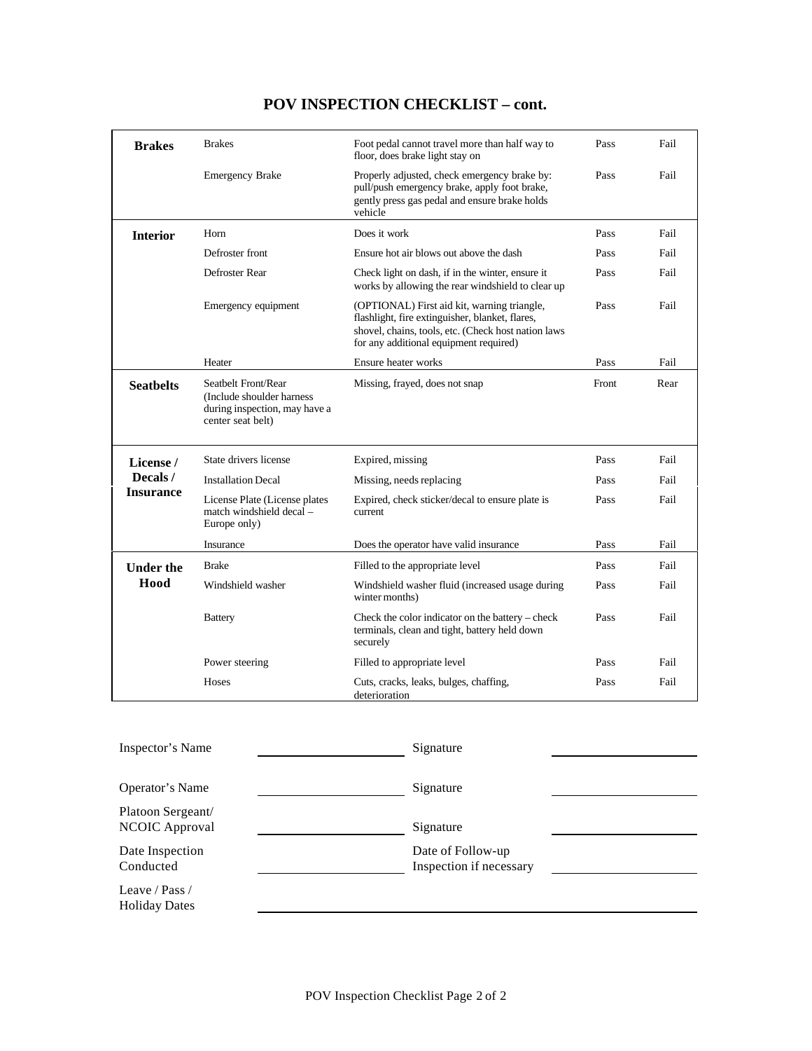# POV INSPECTION CHECKLIST – cont.

| | | | | |
|---|---|---|---|---|
| **Brakes** | Brakes | Foot pedal cannot travel more than half way to floor, does brake light stay on | Pass | Fail |
| | Emergency Brake | Properly adjusted, check emergency brake by: pull/push emergency brake, apply foot brake, gently press gas pedal and ensure brake holds vehicle | Pass | Fail |
| **Interior** | Horn | Does it work | Pass | Fail |
| | Defroster front | Ensure hot air blows out above the dash | Pass | Fail |
| | Defroster Rear | Check light on dash, if in the winter, ensure it works by allowing the rear windshield to clear up | Pass | Fail |
| | Emergency equipment | (OPTIONAL) First aid kit, warning triangle, flashlight, fire extinguisher, blanket, flares, shovel, chains, tools, etc. (Check host nation laws for any additional equipment required) | Pass | Fail |
| | Heater | Ensure heater works | Pass | Fail |
| **Seatbelts** | Seatbelt Front/Rear (Include shoulder harness during inspection, may have a center seat belt) | Missing, frayed, does not snap | Front | Rear |
| **License / Decals / Insurance** | State drivers license | Expired, missing | Pass | Fail |
| | Installation Decal | Missing, needs replacing | Pass | Fail |
| | License Plate (License plates match windshield decal – Europe only) | Expired, check sticker/decal to ensure plate is current | Pass | Fail |
| | Insurance | Does the operator have valid insurance | Pass | Fail |
| **Under the Hood** | Brake | Filled to the appropriate level | Pass | Fail |
| | Windshield washer | Windshield washer fluid (increased usage during winter months) | Pass | Fail |
| | Battery | Check the color indicator on the battery – check terminals, clean and tight, battery held down securely | Pass | Fail |
| | Power steering | Filled to appropriate level | Pass | Fail |
| | Hoses | Cuts, cracks, leaks, bulges, chaffing, deterioration | Pass | Fail |

Inspector's Name \_\_\_\_\_\_\_\_\_\_\_\_\_\_\_\_\_\_\_\_ Signature \_\_\_\_\_\_\_\_\_\_\_\_\_\_\_\_\_\_\_\_

Operator's Name \_\_\_\_\_\_\_\_\_\_\_\_\_\_\_\_\_\_\_\_ Signature \_\_\_\_\_\_\_\_\_\_\_\_\_\_\_\_\_\_\_\_

Platoon Sergeant/ NCOIC Approval \_\_\_\_\_\_\_\_\_\_\_\_\_\_\_\_\_\_\_\_ Signature \_\_\_\_\_\_\_\_\_\_\_\_\_\_\_\_\_\_\_\_

Date Inspection Conducted \_\_\_\_\_\_\_\_\_\_\_\_\_\_\_\_\_\_\_\_ Date of Follow-up Inspection if necessary \_\_\_\_\_\_\_\_\_\_\_\_\_\_\_\_\_\_\_\_

Leave / Pass / Holiday Dates \_\_\_\_\_\_\_\_\_\_\_\_\_\_\_\_\_\_\_\_\_\_\_\_\_\_\_\_\_\_\_\_\_\_\_\_\_\_\_\_